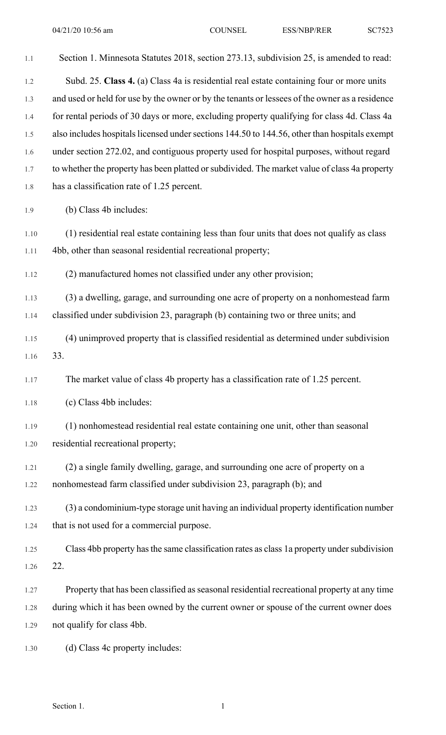Section 1. Minnesota Statutes 2018, section 273.13, subdivision 25, is amended to read:

Subd. 25. **Class 4.** (a) Class 4a is residential real estate containing four or more units and used or held for use by the owner or by the tenants or lessees of the owner as a residence for rental periods of 30 days or more, excluding property qualifying for class 4d. Class 4a also includes hospitals licensed under sections 144.50 to 144.56, other than hospitals exempt under section 272.02, and contiguous property used for hospital purposes, without regard to whether the property has been platted or subdivided. The market value of class 4a property has a classification rate of 1.25 percent.

(b) Class 4b includes:

(1) residential real estate containing less than four units that does not qualify as class 4bb, other than seasonal residential recreational property;

(2) manufactured homes not classified under any other provision;

(3) a dwelling, garage, and surrounding one acre of property on a nonhomestead farm classified under subdivision 23, paragraph (b) containing two or three units; and

(4) unimproved property that is classified residential as determined under subdivision 33.

The market value of class 4b property has a classification rate of 1.25 percent.

(c) Class 4bb includes:

(1) nonhomestead residential real estate containing one unit, other than seasonal residential recreational property;

(2) a single family dwelling, garage, and surrounding one acre of property on a nonhomestead farm classified under subdivision 23, paragraph (b); and

(3) a condominium-type storage unit having an individual property identification number that is not used for a commercial purpose.

Class 4bb property has the same classification rates as class 1a property under subdivision 22.

Property that has been classified as seasonal residential recreational property at any time during which it has been owned by the current owner or spouse of the current owner does not qualify for class 4bb.

(d) Class 4c property includes: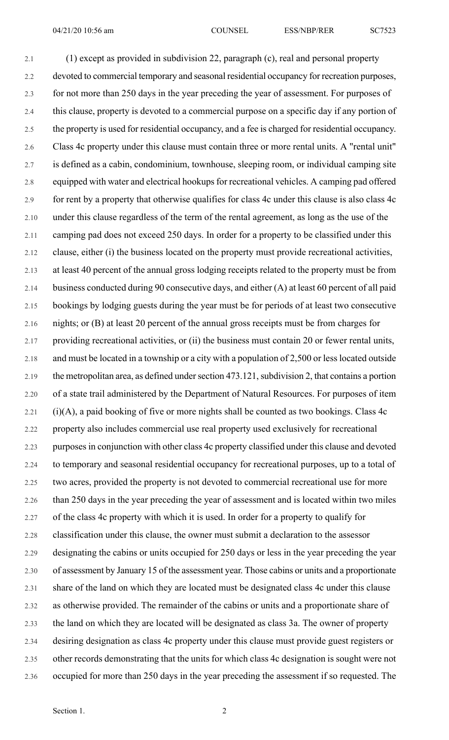(1) except as provided in subdivision 22, paragraph (c), real and personal property devoted to commercial temporary and seasonal residential occupancy for recreation purposes, for not more than 250 days in the year preceding the year of assessment. For purposes of this clause, property is devoted to a commercial purpose on a specific day if any portion of the property is used for residential occupancy, and a fee is charged for residential occupancy. Class 4c property under this clause must contain three or more rental units. A "rental unit" is defined as a cabin, condominium, townhouse, sleeping room, or individual camping site equipped with water and electrical hookups for recreational vehicles. A camping pad offered for rent by a property that otherwise qualifies for class 4c under this clause is also class 4c under this clause regardless of the term of the rental agreement, as long as the use of the camping pad does not exceed 250 days. In order for a property to be classified under this clause, either (i) the business located on the property must provide recreational activities, at least 40 percent of the annual gross lodging receipts related to the property must be from business conducted during 90 consecutive days, and either (A) at least 60 percent of all paid bookings by lodging guests during the year must be for periods of at least two consecutive nights; or (B) at least 20 percent of the annual gross receipts must be from charges for providing recreational activities, or (ii) the business must contain 20 or fewer rental units, and must be located in a township or a city with a population of 2,500 or less located outside the metropolitan area, as defined under section 473.121, subdivision 2, that contains a portion of a state trail administered by the Department of Natural Resources. For purposes of item (i)(A), a paid booking of five or more nights shall be counted as two bookings. Class 4c property also includes commercial use real property used exclusively for recreational purposes in conjunction with other class 4c property classified under this clause and devoted to temporary and seasonal residential occupancy for recreational purposes, up to a total of two acres, provided the property is not devoted to commercial recreational use for more than 250 days in the year preceding the year of assessment and is located within two miles of the class 4c property with which it is used. In order for a property to qualify for classification under this clause, the owner must submit a declaration to the assessor designating the cabins or units occupied for 250 days or less in the year preceding the year of assessment by January 15 of the assessment year. Those cabins or units and a proportionate share of the land on which they are located must be designated class 4c under this clause as otherwise provided. The remainder of the cabins or units and a proportionate share of the land on which they are located will be designated as class 3a. The owner of property desiring designation as class 4c property under this clause must provide guest registers or other records demonstrating that the units for which class 4c designation is sought were not occupied for more than 250 days in the year preceding the assessment if so requested. The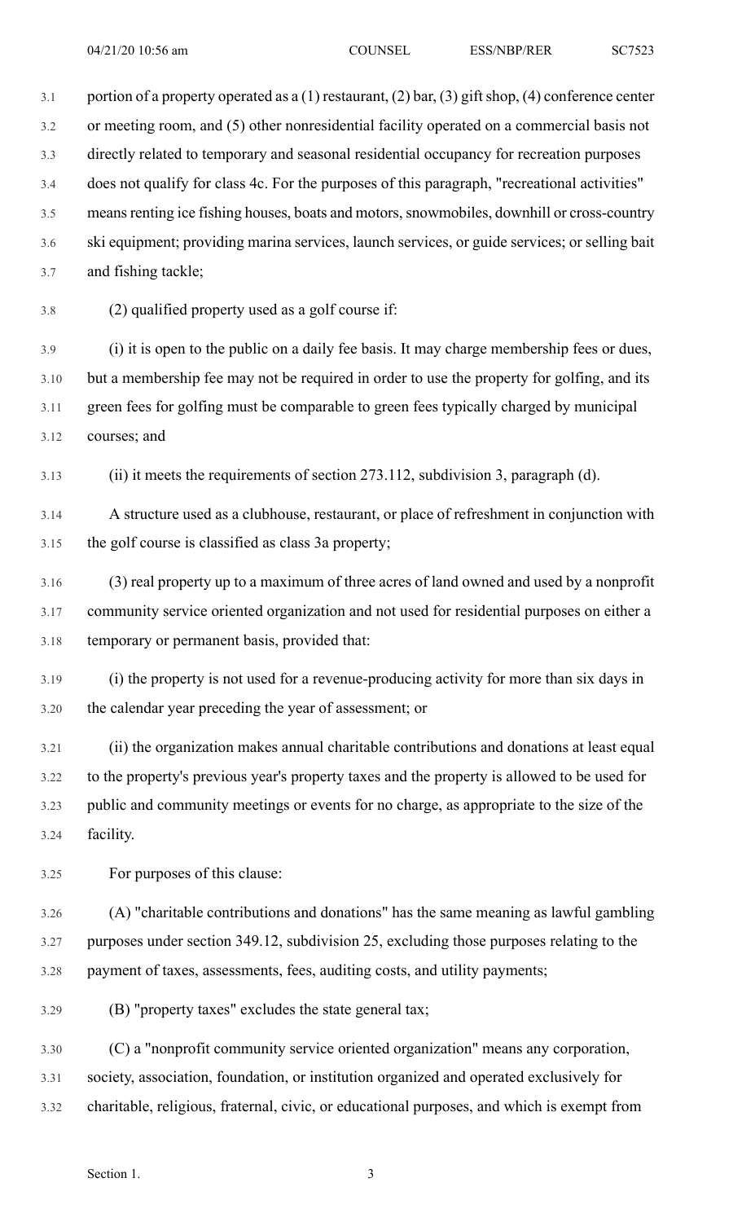portion of a property operated as a (1) restaurant, (2) bar, (3) gift shop, (4) conference center or meeting room, and (5) other nonresidential facility operated on a commercial basis not directly related to temporary and seasonal residential occupancy for recreation purposes does not qualify for class 4c. For the purposes of this paragraph, "recreational activities" means renting ice fishing houses, boats and motors, snowmobiles, downhill or cross-country ski equipment; providing marina services, launch services, or guide services; or selling bait and fishing tackle;

(2) qualified property used as a golf course if:

(i) it is open to the public on a daily fee basis. It may charge membership fees or dues, but a membership fee may not be required in order to use the property for golfing, and its green fees for golfing must be comparable to green fees typically charged by municipal courses; and

(ii) it meets the requirements of section 273.112, subdivision 3, paragraph (d).

A structure used as a clubhouse, restaurant, or place of refreshment in conjunction with the golf course is classified as class 3a property;

(3) real property up to a maximum of three acres of land owned and used by a nonprofit community service oriented organization and not used for residential purposes on either a temporary or permanent basis, provided that:

(i) the property is not used for a revenue-producing activity for more than six days in the calendar year preceding the year of assessment; or

(ii) the organization makes annual charitable contributions and donations at least equal to the property's previous year's property taxes and the property is allowed to be used for public and community meetings or events for no charge, as appropriate to the size of the facility.

For purposes of this clause:

(A) "charitable contributions and donations" has the same meaning as lawful gambling purposes under section 349.12, subdivision 25, excluding those purposes relating to the payment of taxes, assessments, fees, auditing costs, and utility payments;

(B) "property taxes" excludes the state general tax;

(C) a "nonprofit community service oriented organization" means any corporation, society, association, foundation, or institution organized and operated exclusively for charitable, religious, fraternal, civic, or educational purposes, and which is exempt from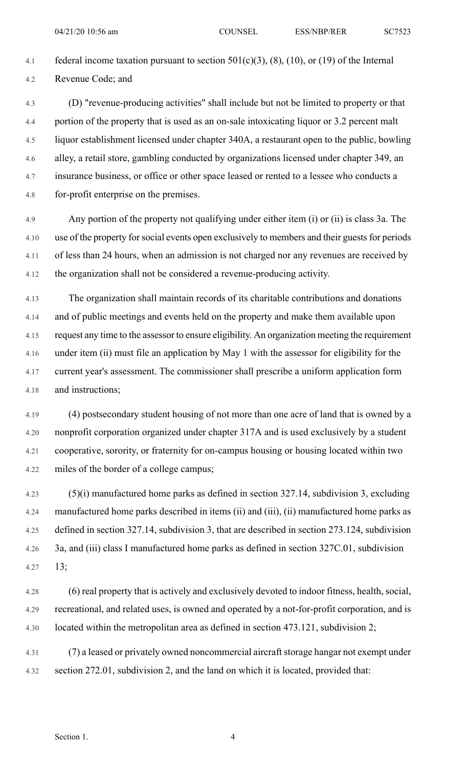federal income taxation pursuant to section 501(c)(3), (8), (10), or (19) of the Internal Revenue Code; and

(D) "revenue-producing activities" shall include but not be limited to property or that portion of the property that is used as an on-sale intoxicating liquor or 3.2 percent malt liquor establishment licensed under chapter 340A, a restaurant open to the public, bowling alley, a retail store, gambling conducted by organizations licensed under chapter 349, an insurance business, or office or other space leased or rented to a lessee who conducts a for-profit enterprise on the premises.

Any portion of the property not qualifying under either item (i) or (ii) is class 3a. The use of the property for social events open exclusively to members and their guests for periods of less than 24 hours, when an admission is not charged nor any revenues are received by the organization shall not be considered a revenue-producing activity.

The organization shall maintain records of its charitable contributions and donations and of public meetings and events held on the property and make them available upon request any time to the assessor to ensure eligibility. An organization meeting the requirement under item (ii) must file an application by May 1 with the assessor for eligibility for the current year's assessment. The commissioner shall prescribe a uniform application form and instructions;

(4) postsecondary student housing of not more than one acre of land that is owned by a nonprofit corporation organized under chapter 317A and is used exclusively by a student cooperative, sorority, or fraternity for on-campus housing or housing located within two miles of the border of a college campus;

(5)(i) manufactured home parks as defined in section 327.14, subdivision 3, excluding manufactured home parks described in items (ii) and (iii), (ii) manufactured home parks as defined in section 327.14, subdivision 3, that are described in section 273.124, subdivision 3a, and (iii) class I manufactured home parks as defined in section 327C.01, subdivision 13;

(6) real property that is actively and exclusively devoted to indoor fitness, health, social, recreational, and related uses, is owned and operated by a not-for-profit corporation, and is located within the metropolitan area as defined in section 473.121, subdivision 2;

(7) a leased or privately owned noncommercial aircraft storage hangar not exempt under section 272.01, subdivision 2, and the land on which it is located, provided that: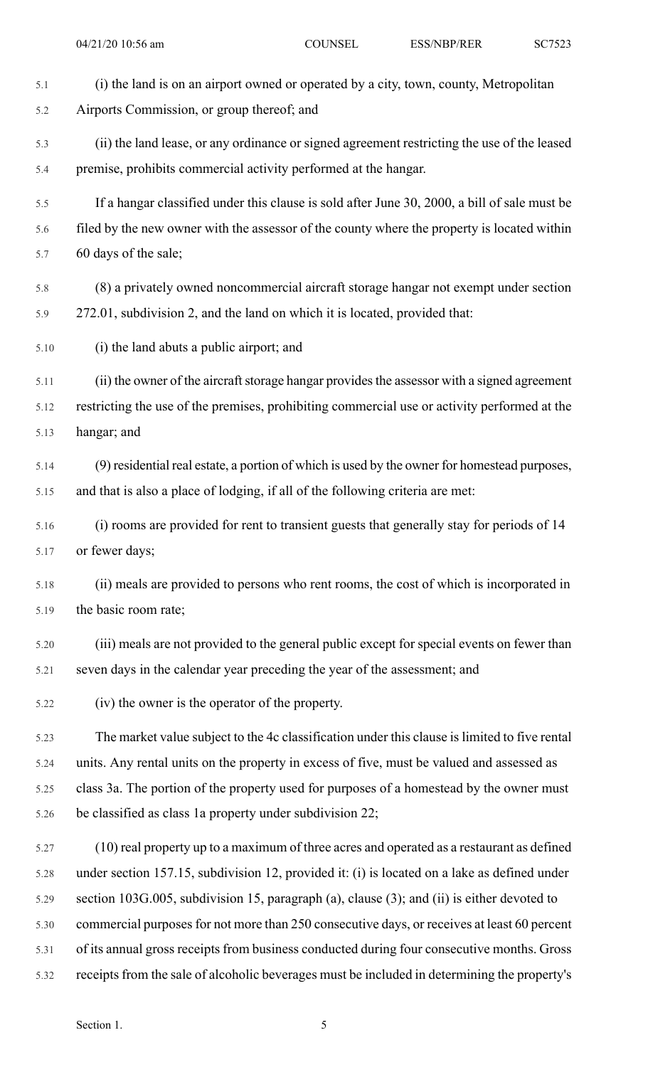(i) the land is on an airport owned or operated by a city, town, county, Metropolitan Airports Commission, or group thereof; and

(ii) the land lease, or any ordinance or signed agreement restricting the use of the leased premise, prohibits commercial activity performed at the hangar.

If a hangar classified under this clause is sold after June 30, 2000, a bill of sale must be filed by the new owner with the assessor of the county where the property is located within 60 days of the sale;

(8) a privately owned noncommercial aircraft storage hangar not exempt under section 272.01, subdivision 2, and the land on which it is located, provided that:

(i) the land abuts a public airport; and

(ii) the owner of the aircraft storage hangar provides the assessor with a signed agreement restricting the use of the premises, prohibiting commercial use or activity performed at the hangar; and

(9) residential real estate, a portion of which is used by the owner for homestead purposes, and that is also a place of lodging, if all of the following criteria are met:

(i) rooms are provided for rent to transient guests that generally stay for periods of 14 or fewer days;

(ii) meals are provided to persons who rent rooms, the cost of which is incorporated in the basic room rate;

(iii) meals are not provided to the general public except for special events on fewer than seven days in the calendar year preceding the year of the assessment; and

(iv) the owner is the operator of the property.

The market value subject to the 4c classification under this clause is limited to five rental units. Any rental units on the property in excess of five, must be valued and assessed as class 3a. The portion of the property used for purposes of a homestead by the owner must be classified as class 1a property under subdivision 22;

(10) real property up to a maximum of three acres and operated as a restaurant as defined under section 157.15, subdivision 12, provided it: (i) is located on a lake as defined under section 103G.005, subdivision 15, paragraph (a), clause (3); and (ii) is either devoted to commercial purposes for not more than 250 consecutive days, or receives at least 60 percent of its annual gross receipts from business conducted during four consecutive months. Gross receipts from the sale of alcoholic beverages must be included in determining the property's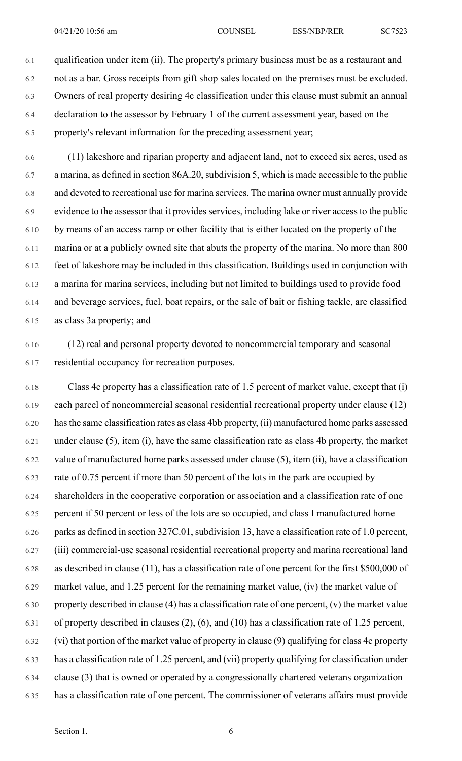qualification under item (ii). The property's primary business must be as a restaurant and not as a bar. Gross receipts from gift shop sales located on the premises must be excluded. Owners of real property desiring 4c classification under this clause must submit an annual declaration to the assessor by February 1 of the current assessment year, based on the property's relevant information for the preceding assessment year;

(11) lakeshore and riparian property and adjacent land, not to exceed six acres, used as a marina, as defined in section 86A.20, subdivision 5, which is made accessible to the public and devoted to recreational use for marina services. The marina owner must annually provide evidence to the assessor that it provides services, including lake or river access to the public by means of an access ramp or other facility that is either located on the property of the marina or at a publicly owned site that abuts the property of the marina. No more than 800 feet of lakeshore may be included in this classification. Buildings used in conjunction with a marina for marina services, including but not limited to buildings used to provide food and beverage services, fuel, boat repairs, or the sale of bait or fishing tackle, are classified as class 3a property; and

(12) real and personal property devoted to noncommercial temporary and seasonal residential occupancy for recreation purposes.

Class 4c property has a classification rate of 1.5 percent of market value, except that (i) each parcel of noncommercial seasonal residential recreational property under clause (12) has the same classification rates as class 4bb property, (ii) manufactured home parks assessed under clause (5), item (i), have the same classification rate as class 4b property, the market value of manufactured home parks assessed under clause (5), item (ii), have a classification rate of 0.75 percent if more than 50 percent of the lots in the park are occupied by shareholders in the cooperative corporation or association and a classification rate of one percent if 50 percent or less of the lots are so occupied, and class I manufactured home parks as defined in section 327C.01, subdivision 13, have a classification rate of 1.0 percent, (iii) commercial-use seasonal residential recreational property and marina recreational land as described in clause (11), has a classification rate of one percent for the first $500,000 of market value, and 1.25 percent for the remaining market value, (iv) the market value of property described in clause (4) has a classification rate of one percent, (v) the market value of property described in clauses (2), (6), and (10) has a classification rate of 1.25 percent, (vi) that portion of the market value of property in clause (9) qualifying for class 4c property has a classification rate of 1.25 percent, and (vii) property qualifying for classification under clause (3) that is owned or operated by a congressionally chartered veterans organization has a classification rate of one percent. The commissioner of veterans affairs must provide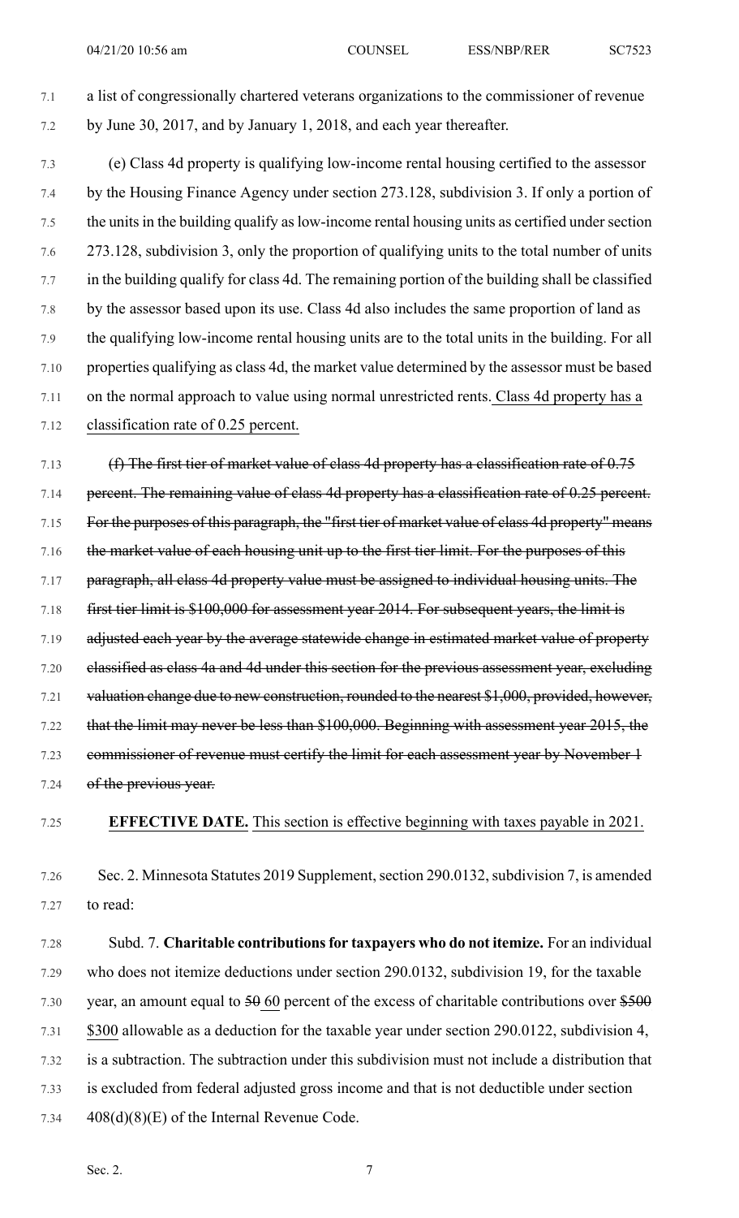a list of congressionally chartered veterans organizations to the commissioner of revenue by June 30, 2017, and by January 1, 2018, and each year thereafter.

(e) Class 4d property is qualifying low-income rental housing certified to the assessor by the Housing Finance Agency under section 273.128, subdivision 3. If only a portion of the units in the building qualify as low-income rental housing units as certified under section 273.128, subdivision 3, only the proportion of qualifying units to the total number of units in the building qualify for class 4d. The remaining portion of the building shall be classified by the assessor based upon its use. Class 4d also includes the same proportion of land as the qualifying low-income rental housing units are to the total units in the building. For all properties qualifying as class 4d, the market value determined by the assessor must be based on the normal approach to value using normal unrestricted rents. <u>Class 4d property has a classification rate of 0.25 percent.</u>

~~(f) The first tier of market value of class 4d property has a classification rate of 0.75 percent. The remaining value of class 4d property has a classification rate of 0.25 percent. For the purposes of this paragraph, the "first tier of market value of class 4d property" means the market value of each housing unit up to the first tier limit. For the purposes of this paragraph, all class 4d property value must be assigned to individual housing units. The first tier limit is $100,000 for assessment year 2014. For subsequent years, the limit is adjusted each year by the average statewide change in estimated market value of property classified as class 4a and 4d under this section for the previous assessment year, excluding valuation change due to new construction, rounded to the nearest $1,000, provided, however, that the limit may never be less than $100,000. Beginning with assessment year 2015, the commissioner of revenue must certify the limit for each assessment year by November 1 of the previous year.~~

**EFFECTIVE DATE.** <u>This section is effective beginning with taxes payable in 2021.</u>

Sec. 2. Minnesota Statutes 2019 Supplement, section 290.0132, subdivision 7, is amended to read:

Subd. 7. **Charitable contributions for taxpayers who do not itemize.** For an individual who does not itemize deductions under section 290.0132, subdivision 19, for the taxable year, an amount equal to ~~50~~ <u>60</u> percent of the excess of charitable contributions over ~~$500~~ <u>$300</u> allowable as a deduction for the taxable year under section 290.0122, subdivision 4, is a subtraction. The subtraction under this subdivision must not include a distribution that is excluded from federal adjusted gross income and that is not deductible under section 408(d)(8)(E) of the Internal Revenue Code.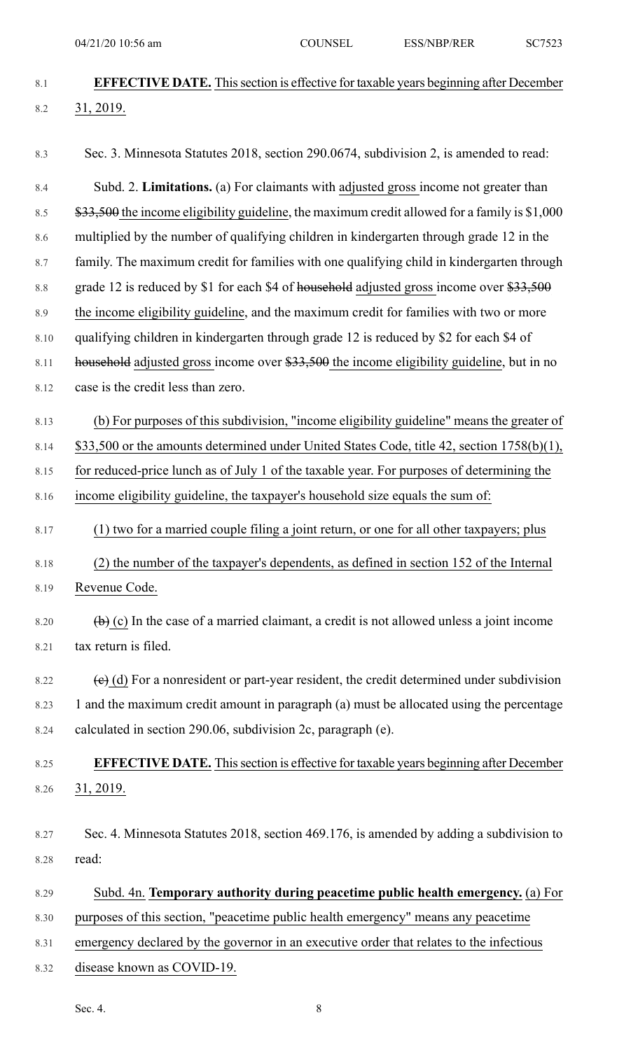**EFFECTIVE DATE.** This section is effective for taxable years beginning after December 31, 2019.

Sec. 3. Minnesota Statutes 2018, section 290.0674, subdivision 2, is amended to read:

Subd. 2. **Limitations.** (a) For claimants with adjusted gross income not greater than ~~$33,500~~ the income eligibility guideline, the maximum credit allowed for a family is $1,000 multiplied by the number of qualifying children in kindergarten through grade 12 in the family. The maximum credit for families with one qualifying child in kindergarten through grade 12 is reduced by $1 for each $4 of ~~household~~ adjusted gross income over ~~$33,500~~ the income eligibility guideline, and the maximum credit for families with two or more qualifying children in kindergarten through grade 12 is reduced by $2 for each $4 of ~~household~~ adjusted gross income over ~~$33,500~~ the income eligibility guideline, but in no case is the credit less than zero.

(b) For purposes of this subdivision, "income eligibility guideline" means the greater of $33,500 or the amounts determined under United States Code, title 42, section 1758(b)(1), for reduced-price lunch as of July 1 of the taxable year. For purposes of determining the income eligibility guideline, the taxpayer's household size equals the sum of:

(1) two for a married couple filing a joint return, or one for all other taxpayers; plus

(2) the number of the taxpayer's dependents, as defined in section 152 of the Internal Revenue Code.

~~(b)~~ (c) In the case of a married claimant, a credit is not allowed unless a joint income tax return is filed.

~~(c)~~ (d) For a nonresident or part-year resident, the credit determined under subdivision 1 and the maximum credit amount in paragraph (a) must be allocated using the percentage calculated in section 290.06, subdivision 2c, paragraph (e).

**EFFECTIVE DATE.** This section is effective for taxable years beginning after December 31, 2019.

Sec. 4. Minnesota Statutes 2018, section 469.176, is amended by adding a subdivision to read:

Subd. 4n. **Temporary authority during peacetime public health emergency.** (a) For purposes of this section, "peacetime public health emergency" means any peacetime emergency declared by the governor in an executive order that relates to the infectious disease known as COVID-19.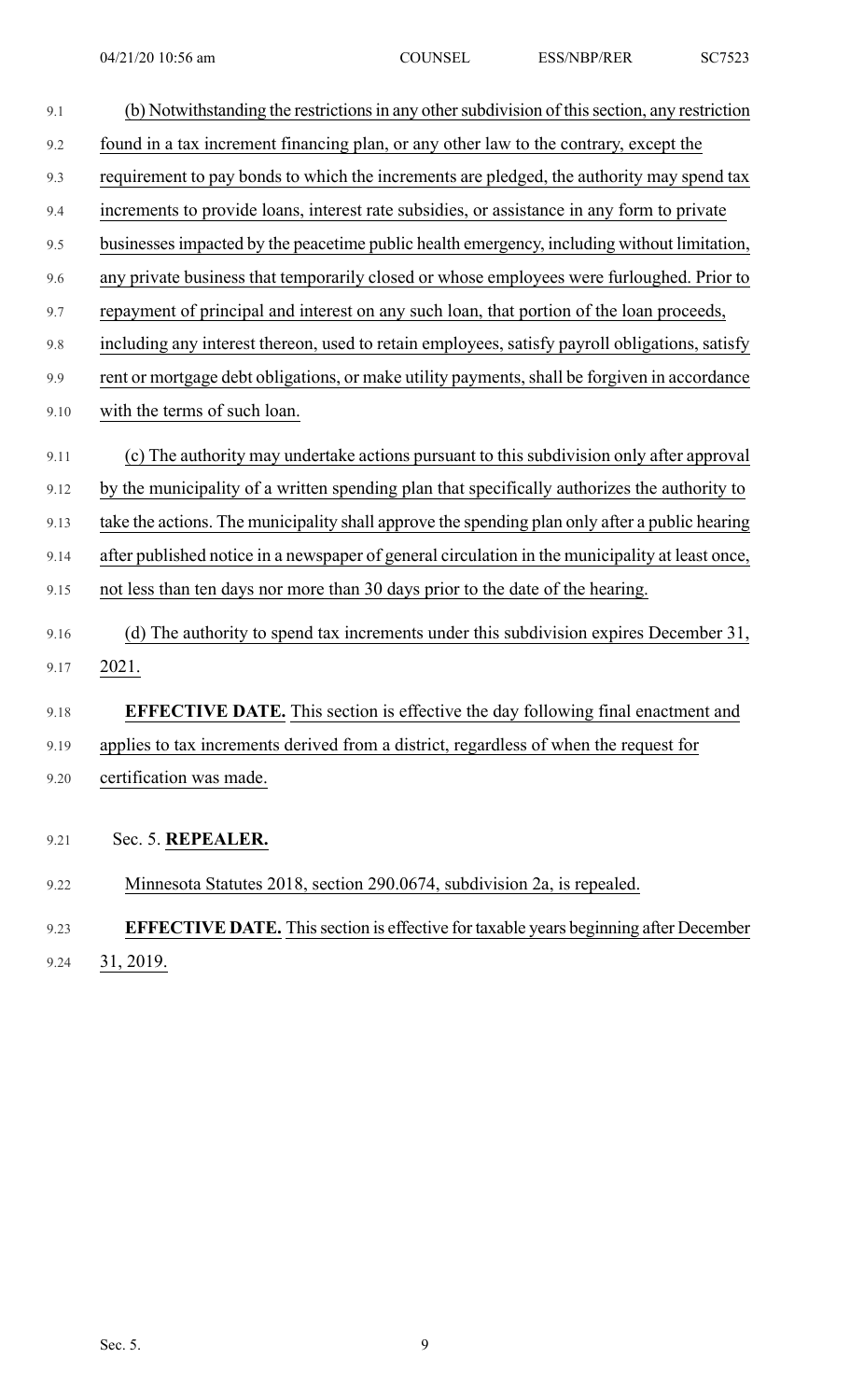(b) Notwithstanding the restrictions in any other subdivision of this section, any restriction found in a tax increment financing plan, or any other law to the contrary, except the requirement to pay bonds to which the increments are pledged, the authority may spend tax increments to provide loans, interest rate subsidies, or assistance in any form to private businesses impacted by the peacetime public health emergency, including without limitation, any private business that temporarily closed or whose employees were furloughed. Prior to repayment of principal and interest on any such loan, that portion of the loan proceeds, including any interest thereon, used to retain employees, satisfy payroll obligations, satisfy rent or mortgage debt obligations, or make utility payments, shall be forgiven in accordance with the terms of such loan.

(c) The authority may undertake actions pursuant to this subdivision only after approval by the municipality of a written spending plan that specifically authorizes the authority to take the actions. The municipality shall approve the spending plan only after a public hearing after published notice in a newspaper of general circulation in the municipality at least once, not less than ten days nor more than 30 days prior to the date of the hearing.

(d) The authority to spend tax increments under this subdivision expires December 31, 2021.

**EFFECTIVE DATE.** This section is effective the day following final enactment and applies to tax increments derived from a district, regardless of when the request for certification was made.

Sec. 5. **REPEALER.**

Minnesota Statutes 2018, section 290.0674, subdivision 2a, is repealed.

**EFFECTIVE DATE.** This section is effective for taxable years beginning after December 31, 2019.